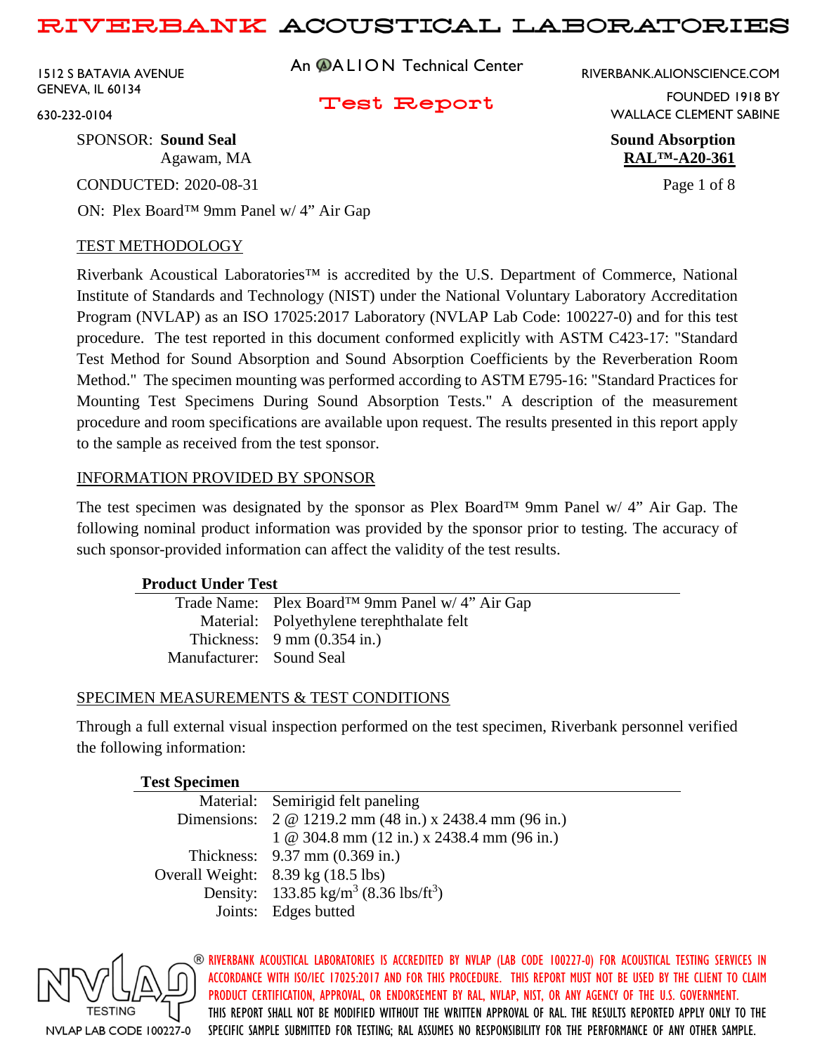# RIVERBANK ACOUSTICAL LABORATORIES

1512 S BATAVIA AVENUE
GENEVA, IL 60134
630-232-0104

An ALION Technical Center

RIVERBANK.ALIONSCIENCE.COM
FOUNDED 1918 BY
WALLACE CLEMENT SABINE

## Test Report

SPONSOR: **Sound Seal**
Agawam, MA

**Sound Absorption**
**RAL™-A20-361**

CONDUCTED: 2020-08-31

ON: Plex Board™ 9mm Panel w/ 4" Air Gap

### TEST METHODOLOGY

Riverbank Acoustical Laboratories™ is accredited by the U.S. Department of Commerce, National Institute of Standards and Technology (NIST) under the National Voluntary Laboratory Accreditation Program (NVLAP) as an ISO 17025:2017 Laboratory (NVLAP Lab Code: 100227-0) and for this test procedure. The test reported in this document conformed explicitly with ASTM C423-17: "Standard Test Method for Sound Absorption and Sound Absorption Coefficients by the Reverberation Room Method." The specimen mounting was performed according to ASTM E795-16: "Standard Practices for Mounting Test Specimens During Sound Absorption Tests." A description of the measurement procedure and room specifications are available upon request. The results presented in this report apply to the sample as received from the test sponsor.

### INFORMATION PROVIDED BY SPONSOR

The test specimen was designated by the sponsor as Plex Board™ 9mm Panel w/ 4" Air Gap. The following nominal product information was provided by the sponsor prior to testing. The accuracy of such sponsor-provided information can affect the validity of the test results.

| **Product Under Test** | |
|---|---|
| Trade Name: | Plex Board™ 9mm Panel w/ 4" Air Gap |
| Material: | Polyethylene terephthalate felt |
| Thickness: | 9 mm (0.354 in.) |
| Manufacturer: | Sound Seal |

### SPECIMEN MEASUREMENTS & TEST CONDITIONS

Through a full external visual inspection performed on the test specimen, Riverbank personnel verified the following information:

| **Test Specimen** | |
|---|---|
| Material: | Semirigid felt paneling |
| Dimensions: | 2 @ 1219.2 mm (48 in.) x 2438.4 mm (96 in.) |
| | 1 @ 304.8 mm (12 in.) x 2438.4 mm (96 in.) |
| Thickness: | 9.37 mm (0.369 in.) |
| Overall Weight: | 8.39 kg (18.5 lbs) |
| Density: | 133.85 kg/m$^3$ (8.36 lbs/ft$^3$) |
| Joints: | Edges butted |

NVLAP TESTING — NVLAP LAB CODE 100227-0

RIVERBANK ACOUSTICAL LABORATORIES IS ACCREDITED BY NVLAP (LAB CODE 100227-0) FOR ACOUSTICAL TESTING SERVICES IN ACCORDANCE WITH ISO/IEC 17025:2017 AND FOR THIS PROCEDURE. THIS REPORT MUST NOT BE USED BY THE CLIENT TO CLAIM PRODUCT CERTIFICATION, APPROVAL, OR ENDORSEMENT BY RAL, NVLAP, NIST, OR ANY AGENCY OF THE U.S. GOVERNMENT. THIS REPORT SHALL NOT BE MODIFIED WITHOUT THE WRITTEN APPROVAL OF RAL. THE RESULTS REPORTED APPLY ONLY TO THE SPECIFIC SAMPLE SUBMITTED FOR TESTING; RAL ASSUMES NO RESPONSIBILITY FOR THE PERFORMANCE OF ANY OTHER SAMPLE.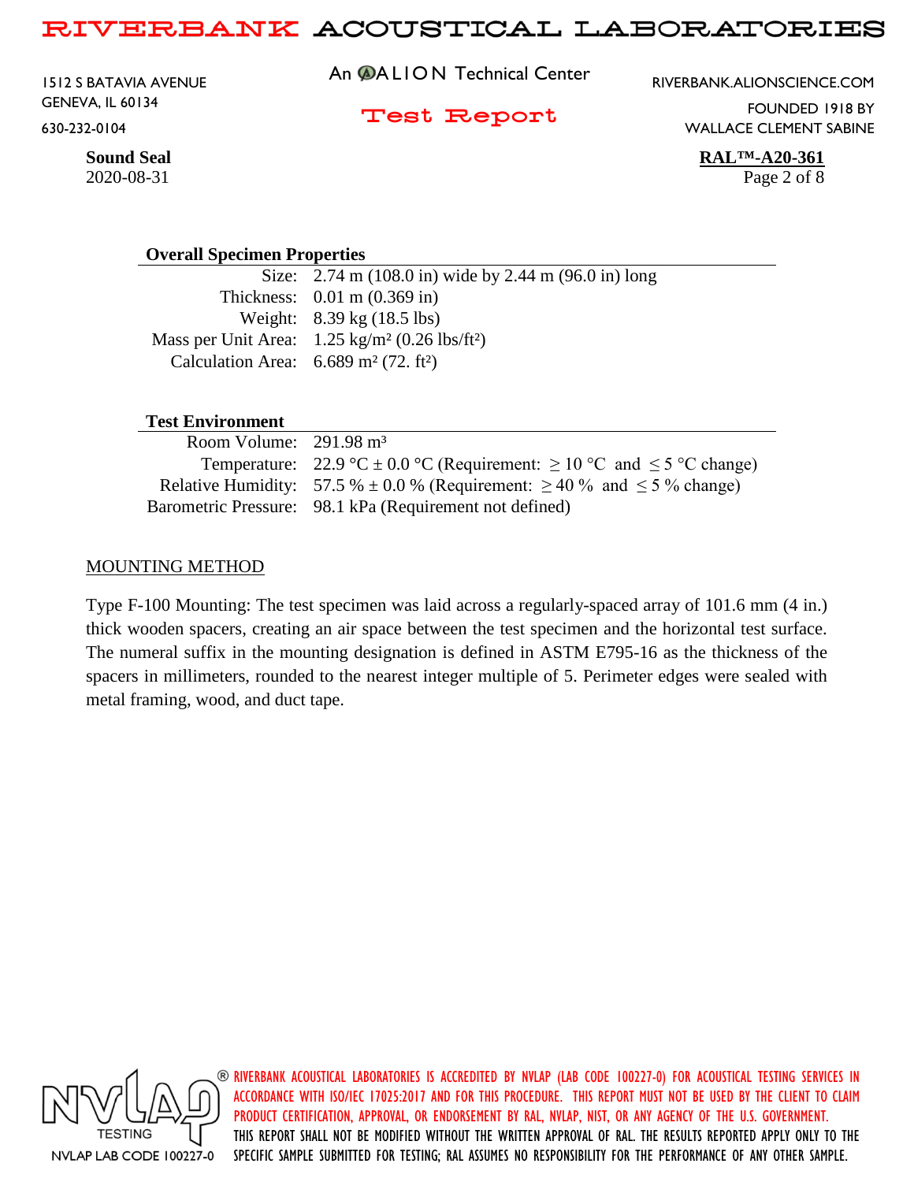**Sound Seal**
2020-08-31

**RAL™-A20-361**

### Overall Specimen Properties

| | |
|---|---|
| Size: | 2.74 m (108.0 in) wide by 2.44 m (96.0 in) long |
| Thickness: | 0.01 m (0.369 in) |
| Weight: | 8.39 kg (18.5 lbs) |
| Mass per Unit Area: | 1.25 kg/m² (0.26 lbs/ft²) |
| Calculation Area: | 6.689 m² (72. ft²) |

### Test Environment

| | |
|---|---|
| Room Volume: | 291.98 m³ |
| Temperature: | 22.9 °C ± 0.0 °C (Requirement: ≥ 10 °C and ≤ 5 °C change) |
| Relative Humidity: | 57.5 % ± 0.0 % (Requirement: ≥ 40 % and ≤ 5 % change) |
| Barometric Pressure: | 98.1 kPa (Requirement not defined) |

## MOUNTING METHOD

Type F-100 Mounting: The test specimen was laid across a regularly-spaced array of 101.6 mm (4 in.) thick wooden spacers, creating an air space between the test specimen and the horizontal test surface. The numeral suffix in the mounting designation is defined in ASTM E795-16 as the thickness of the spacers in millimeters, rounded to the nearest integer multiple of 5. Perimeter edges were sealed with metal framing, wood, and duct tape.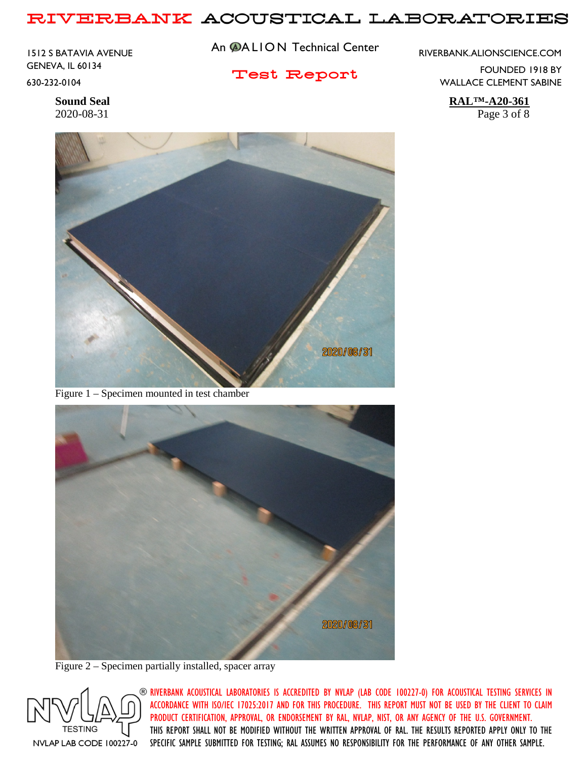Figure 1 – Specimen mounted in test chamber

Figure 2 – Specimen partially installed, spacer array

RIVERBANK ACOUSTICAL LABORATORIES IS ACCREDITED BY NVLAP (LAB CODE 100227-0) FOR ACOUSTICAL TESTING SERVICES IN ACCORDANCE WITH ISO/IEC 17025:2017 AND FOR THIS PROCEDURE. THIS REPORT MUST NOT BE USED BY THE CLIENT TO CLAIM PRODUCT CERTIFICATION, APPROVAL, OR ENDORSEMENT BY RAL, NVLAP, NIST, OR ANY AGENCY OF THE U.S. GOVERNMENT. THIS REPORT SHALL NOT BE MODIFIED WITHOUT THE WRITTEN APPROVAL OF RAL. THE RESULTS REPORTED APPLY ONLY TO THE SPECIFIC SAMPLE SUBMITTED FOR TESTING; RAL ASSUMES NO RESPONSIBILITY FOR THE PERFORMANCE OF ANY OTHER SAMPLE.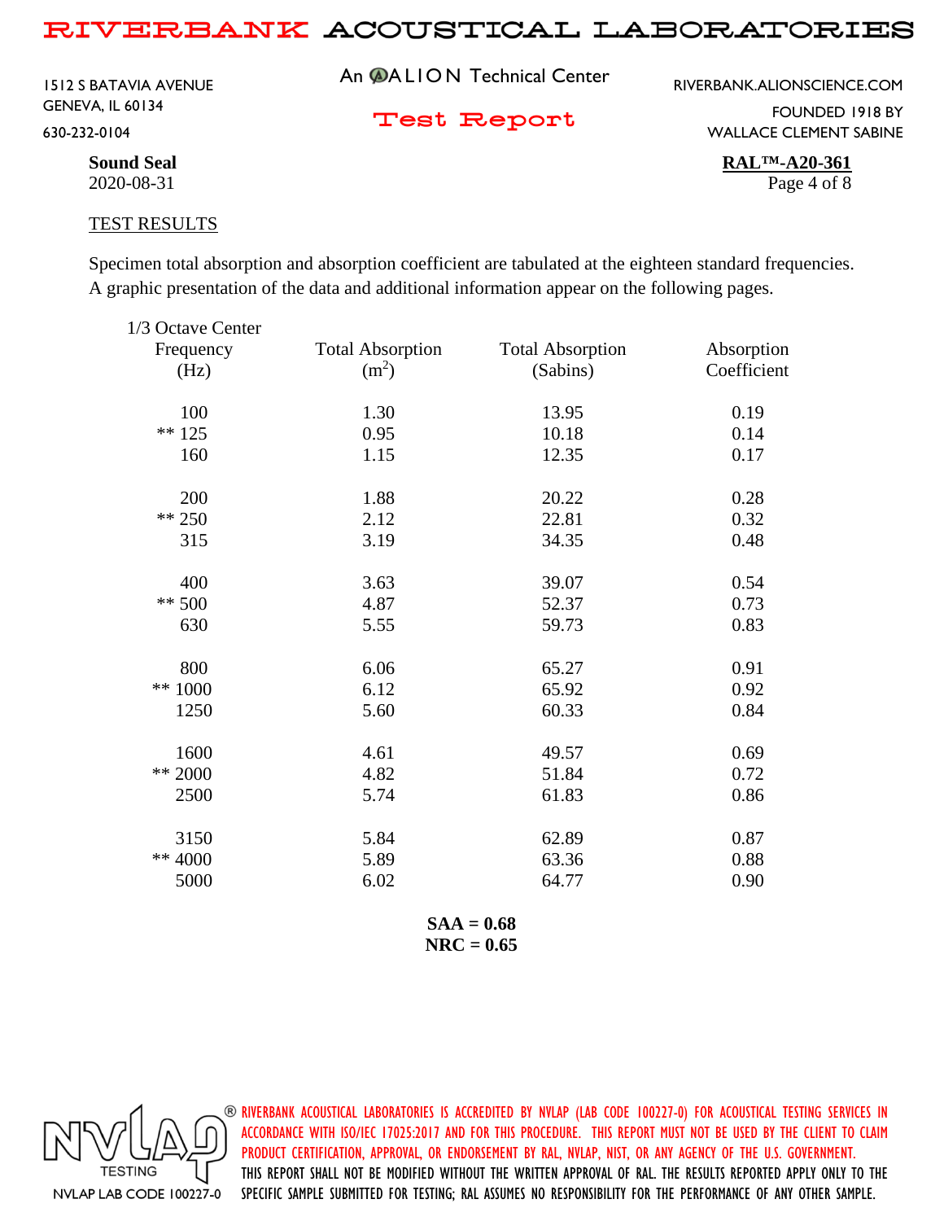**Sound Seal**
2020-08-31

**RAL™-A20-361**

## TEST RESULTS

Specimen total absorption and absorption coefficient are tabulated at the eighteen standard frequencies. A graphic presentation of the data and additional information appear on the following pages.

| 1/3 Octave Center Frequency (Hz) | Total Absorption ($m^2$) | Total Absorption (Sabins) | Absorption Coefficient |
|---|---|---|---|
| 100 | 1.30 | 13.95 | 0.19 |
| ** 125 | 0.95 | 10.18 | 0.14 |
| 160 | 1.15 | 12.35 | 0.17 |
| 200 | 1.88 | 20.22 | 0.28 |
| ** 250 | 2.12 | 22.81 | 0.32 |
| 315 | 3.19 | 34.35 | 0.48 |
| 400 | 3.63 | 39.07 | 0.54 |
| ** 500 | 4.87 | 52.37 | 0.73 |
| 630 | 5.55 | 59.73 | 0.83 |
| 800 | 6.06 | 65.27 | 0.91 |
| ** 1000 | 6.12 | 65.92 | 0.92 |
| 1250 | 5.60 | 60.33 | 0.84 |
| 1600 | 4.61 | 49.57 | 0.69 |
| ** 2000 | 4.82 | 51.84 | 0.72 |
| 2500 | 5.74 | 61.83 | 0.86 |
| 3150 | 5.84 | 62.89 | 0.87 |
| ** 4000 | 5.89 | 63.36 | 0.88 |
| 5000 | 6.02 | 64.77 | 0.90 |

**SAA = 0.68**
**NRC = 0.65**

NVLAP LAB CODE 100227-0

RIVERBANK ACOUSTICAL LABORATORIES IS ACCREDITED BY NVLAP (LAB CODE 100227-0) FOR ACOUSTICAL TESTING SERVICES IN ACCORDANCE WITH ISO/IEC 17025:2017 AND FOR THIS PROCEDURE. THIS REPORT MUST NOT BE USED BY THE CLIENT TO CLAIM PRODUCT CERTIFICATION, APPROVAL, OR ENDORSEMENT BY RAL, NVLAP, NIST, OR ANY AGENCY OF THE U.S. GOVERNMENT. THIS REPORT SHALL NOT BE MODIFIED WITHOUT THE WRITTEN APPROVAL OF RAL. THE RESULTS REPORTED APPLY ONLY TO THE SPECIFIC SAMPLE SUBMITTED FOR TESTING; RAL ASSUMES NO RESPONSIBILITY FOR THE PERFORMANCE OF ANY OTHER SAMPLE.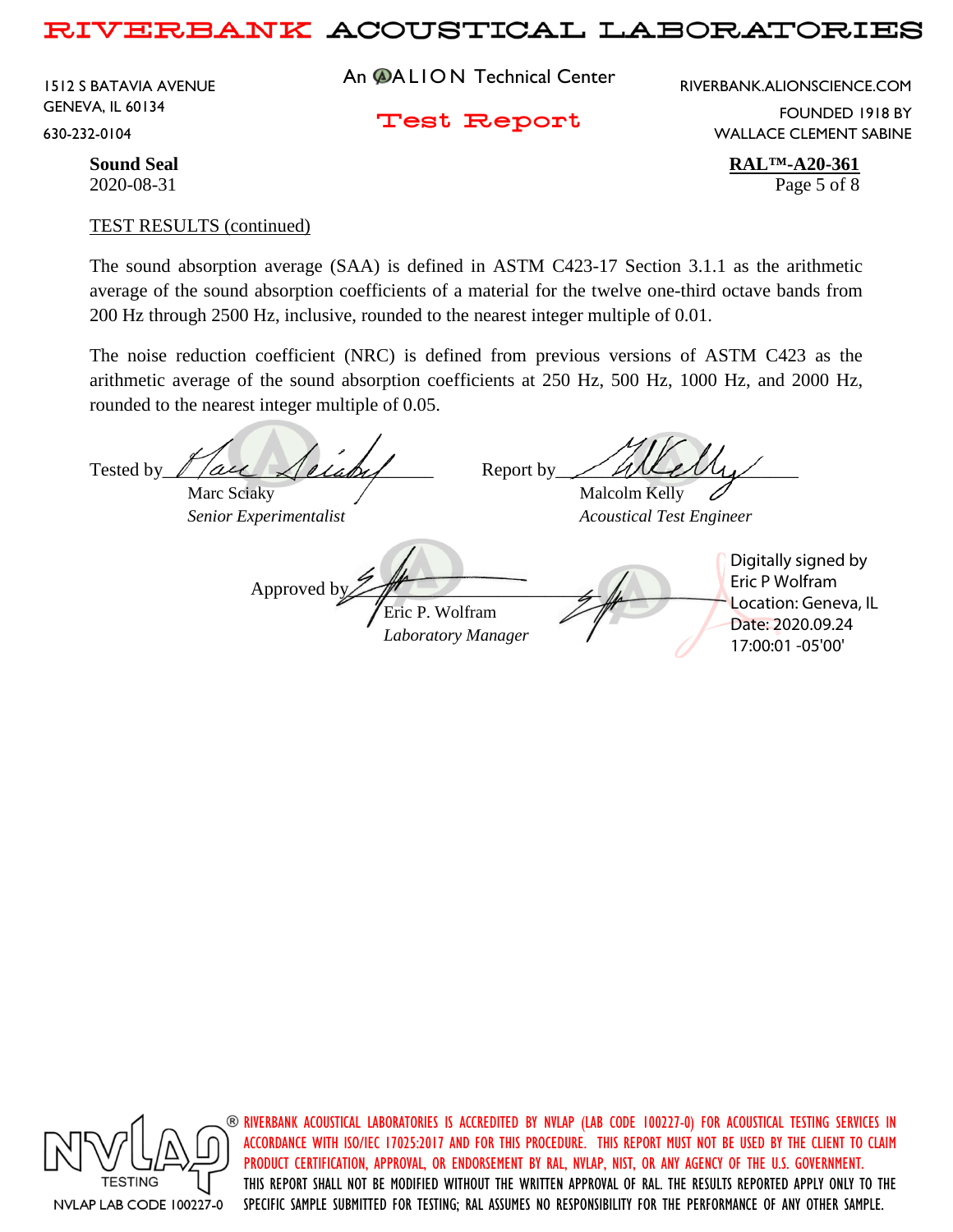TEST RESULTS (continued)

The sound absorption average (SAA) is defined in ASTM C423-17 Section 3.1.1 as the arithmetic average of the sound absorption coefficients of a material for the twelve one-third octave bands from 200 Hz through 2500 Hz, inclusive, rounded to the nearest integer multiple of 0.01.

The noise reduction coefficient (NRC) is defined from previous versions of ASTM C423 as the arithmetic average of the sound absorption coefficients at 250 Hz, 500 Hz, 1000 Hz, and 2000 Hz, rounded to the nearest integer multiple of 0.05.

Tested by
Marc Sciaky
*Senior Experimentalist*

Report by
Malcolm Kelly
*Acoustical Test Engineer*

Approved by
Eric P. Wolfram
*Laboratory Manager*

Digitally signed by Eric P Wolfram
Location: Geneva, IL
Date: 2020.09.24 17:00:01 -05'00'

RIVERBANK ACOUSTICAL LABORATORIES IS ACCREDITED BY NVLAP (LAB CODE 100227-0) FOR ACOUSTICAL TESTING SERVICES IN ACCORDANCE WITH ISO/IEC 17025:2017 AND FOR THIS PROCEDURE. THIS REPORT MUST NOT BE USED BY THE CLIENT TO CLAIM PRODUCT CERTIFICATION, APPROVAL, OR ENDORSEMENT BY RAL, NVLAP, NIST, OR ANY AGENCY OF THE U.S. GOVERNMENT. THIS REPORT SHALL NOT BE MODIFIED WITHOUT THE WRITTEN APPROVAL OF RAL. THE RESULTS REPORTED APPLY ONLY TO THE SPECIFIC SAMPLE SUBMITTED FOR TESTING; RAL ASSUMES NO RESPONSIBILITY FOR THE PERFORMANCE OF ANY OTHER SAMPLE.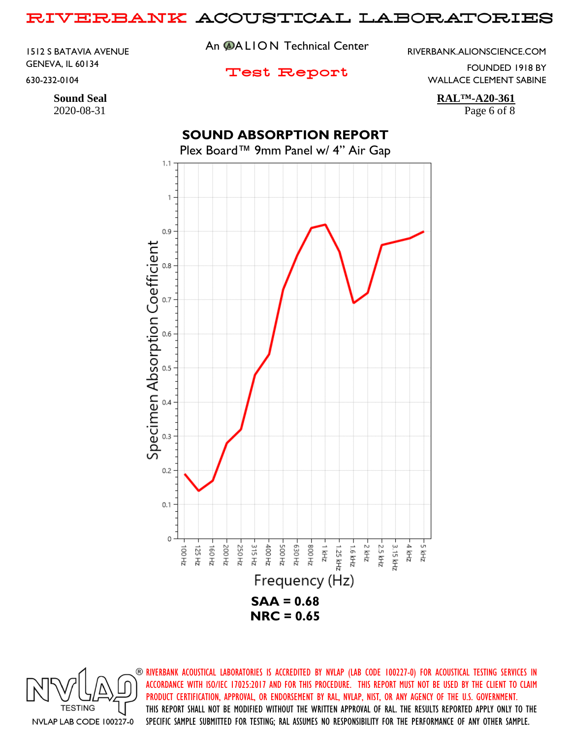# RIVERBANK ACOUSTICAL LABORATORIES

1512 S BATAVIA AVENUE
GENEVA, IL 60134
630-232-0104

An ALION Technical Center

**Test Report**

RIVERBANK.ALIONSCIENCE.COM
FOUNDED 1918 BY
WALLACE CLEMENT SABINE

**Sound Seal**
2020-08-31

**RAL™-A20-361**

## SOUND ABSORPTION REPORT

Plex Board™ 9mm Panel w/ 4" Air Gap

**SAA = 0.68**
**NRC = 0.65**

RIVERBANK ACOUSTICAL LABORATORIES IS ACCREDITED BY NVLAP (LAB CODE 100227-0) FOR ACOUSTICAL TESTING SERVICES IN ACCORDANCE WITH ISO/IEC 17025:2017 AND FOR THIS PROCEDURE. THIS REPORT MUST NOT BE USED BY THE CLIENT TO CLAIM PRODUCT CERTIFICATION, APPROVAL, OR ENDORSEMENT BY RAL, NVLAP, NIST, OR ANY AGENCY OF THE U.S. GOVERNMENT. THIS REPORT SHALL NOT BE MODIFIED WITHOUT THE WRITTEN APPROVAL OF RAL. THE RESULTS REPORTED APPLY ONLY TO THE SPECIFIC SAMPLE SUBMITTED FOR TESTING; RAL ASSUMES NO RESPONSIBILITY FOR THE PERFORMANCE OF ANY OTHER SAMPLE.

NVLAP TESTING
NVLAP LAB CODE 100227-0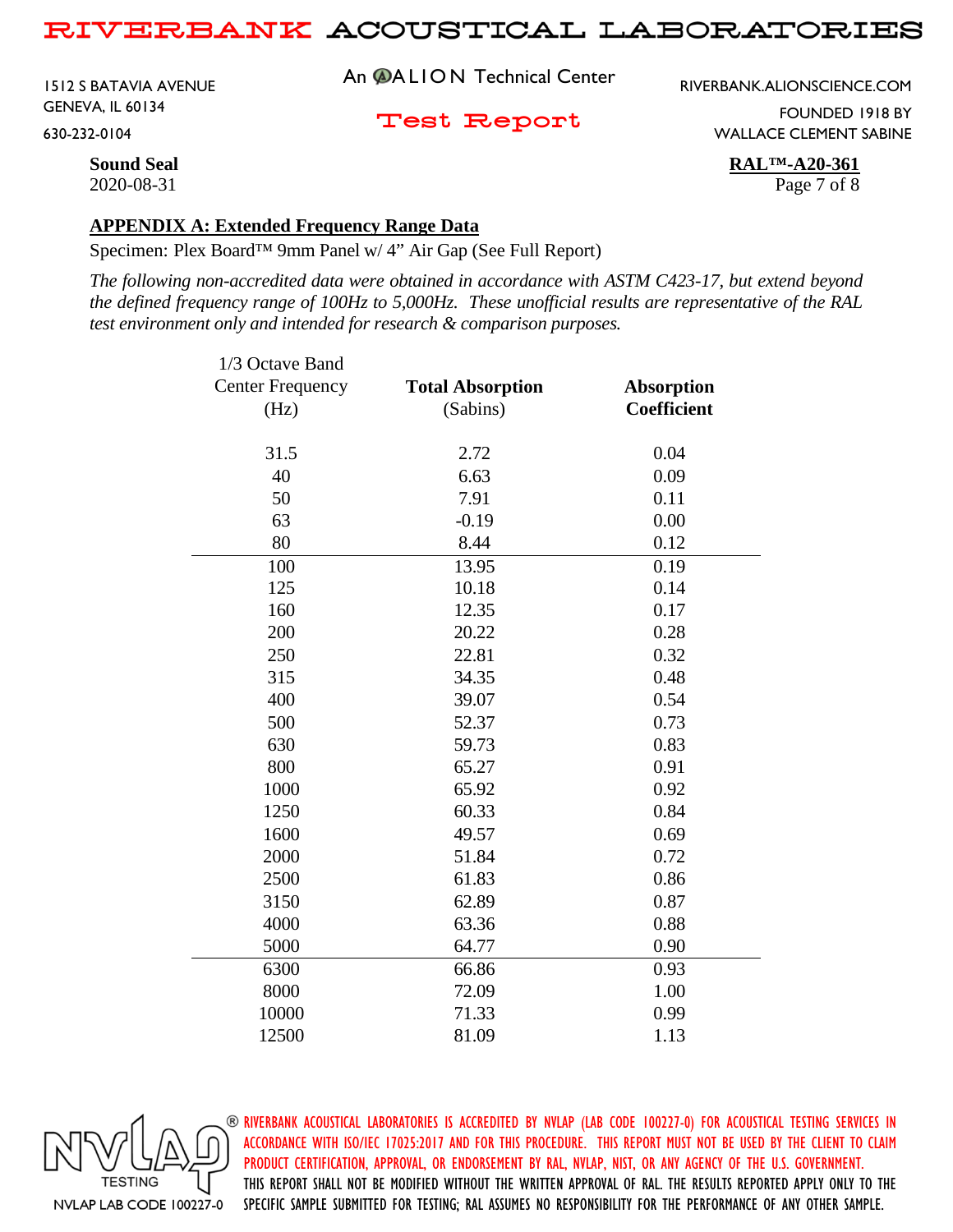**Sound Seal**
2020-08-31

**RAL™-A20-361**

## APPENDIX A: Extended Frequency Range Data

Specimen: Plex Board™ 9mm Panel w/ 4" Air Gap (See Full Report)

*The following non-accredited data were obtained in accordance with ASTM C423-17, but extend beyond the defined frequency range of 100Hz to 5,000Hz. These unofficial results are representative of the RAL test environment only and intended for research & comparison purposes.*

| 1/3 Octave Band Center Frequency (Hz) | **Total Absorption** (Sabins) | **Absorption Coefficient** |
|---|---|---|
| 31.5 | 2.72 | 0.04 |
| 40 | 6.63 | 0.09 |
| 50 | 7.91 | 0.11 |
| 63 | -0.19 | 0.00 |
| 80 | 8.44 | 0.12 |
| 100 | 13.95 | 0.19 |
| 125 | 10.18 | 0.14 |
| 160 | 12.35 | 0.17 |
| 200 | 20.22 | 0.28 |
| 250 | 22.81 | 0.32 |
| 315 | 34.35 | 0.48 |
| 400 | 39.07 | 0.54 |
| 500 | 52.37 | 0.73 |
| 630 | 59.73 | 0.83 |
| 800 | 65.27 | 0.91 |
| 1000 | 65.92 | 0.92 |
| 1250 | 60.33 | 0.84 |
| 1600 | 49.57 | 0.69 |
| 2000 | 51.84 | 0.72 |
| 2500 | 61.83 | 0.86 |
| 3150 | 62.89 | 0.87 |
| 4000 | 63.36 | 0.88 |
| 5000 | 64.77 | 0.90 |
| 6300 | 66.86 | 0.93 |
| 8000 | 72.09 | 1.00 |
| 10000 | 71.33 | 0.99 |
| 12500 | 81.09 | 1.13 |

NVLAP TESTING
NVLAP LAB CODE 100227-0

RIVERBANK ACOUSTICAL LABORATORIES IS ACCREDITED BY NVLAP (LAB CODE 100227-0) FOR ACOUSTICAL TESTING SERVICES IN ACCORDANCE WITH ISO/IEC 17025:2017 AND FOR THIS PROCEDURE. THIS REPORT MUST NOT BE USED BY THE CLIENT TO CLAIM PRODUCT CERTIFICATION, APPROVAL, OR ENDORSEMENT BY RAL, NVLAP, NIST, OR ANY AGENCY OF THE U.S. GOVERNMENT. THIS REPORT SHALL NOT BE MODIFIED WITHOUT THE WRITTEN APPROVAL OF RAL. THE RESULTS REPORTED APPLY ONLY TO THE SPECIFIC SAMPLE SUBMITTED FOR TESTING; RAL ASSUMES NO RESPONSIBILITY FOR THE PERFORMANCE OF ANY OTHER SAMPLE.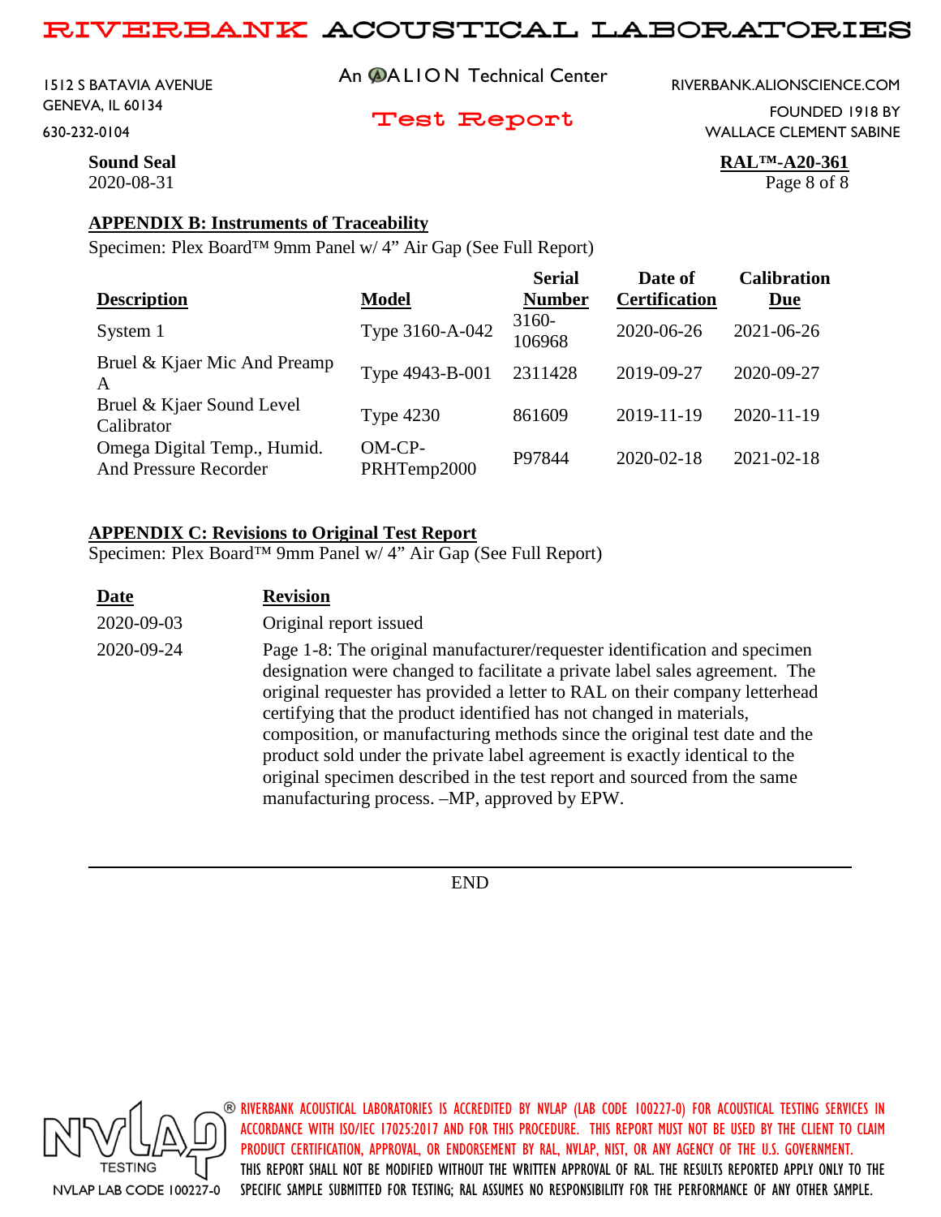**APPENDIX B: Instruments of Traceability**

Specimen: Plex Board™ 9mm Panel w/ 4" Air Gap (See Full Report)

| Description | Model | Serial Number | Date of Certification | Calibration Due |
|---|---|---|---|---|
| System 1 | Type 3160-A-042 | 3160-106968 | 2020-06-26 | 2021-06-26 |
| Bruel & Kjaer Mic And Preamp A | Type 4943-B-001 | 2311428 | 2019-09-27 | 2020-09-27 |
| Bruel & Kjaer Sound Level Calibrator | Type 4230 | 861609 | 2019-11-19 | 2020-11-19 |
| Omega Digital Temp., Humid. And Pressure Recorder | OM-CP-PRHTemp2000 | P97844 | 2020-02-18 | 2021-02-18 |

**APPENDIX C: Revisions to Original Test Report**

Specimen: Plex Board™ 9mm Panel w/ 4" Air Gap (See Full Report)

| Date | Revision |
|---|---|
| 2020-09-03 | Original report issued |
| 2020-09-24 | Page 1-8: The original manufacturer/requester identification and specimen designation were changed to facilitate a private label sales agreement. The original requester has provided a letter to RAL on their company letterhead certifying that the product identified has not changed in materials, composition, or manufacturing methods since the original test date and the product sold under the private label agreement is exactly identical to the original specimen described in the test report and sourced from the same manufacturing process. –MP, approved by EPW. |

---

END